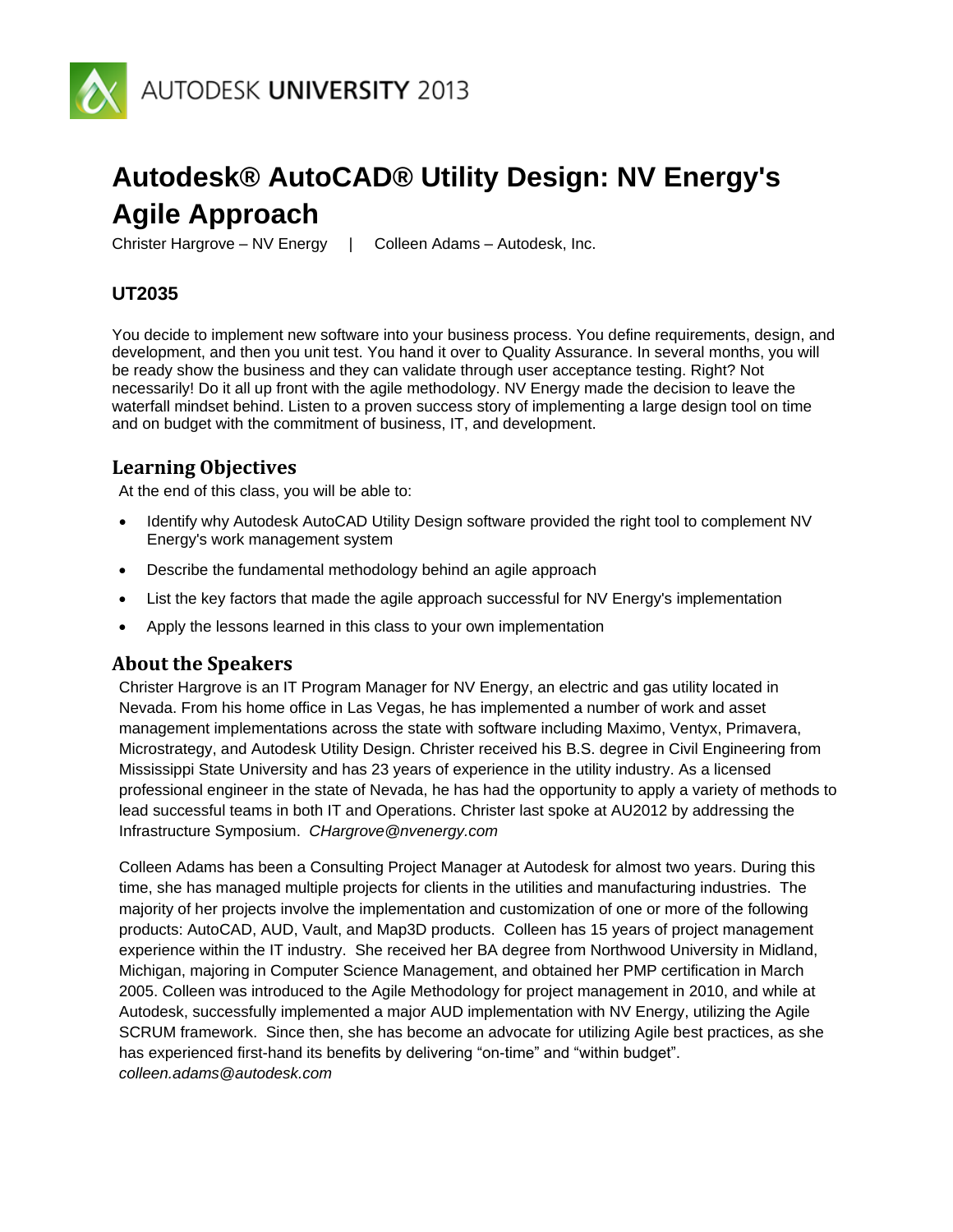AUTODESK UNIVERSITY 2013

# Autodesk® AutoCAD® Utility Design: NV Energy's Agile Approach

Christer Hargrove – NV Energy | Colleen Adams – Autodesk, Inc.

### UT2035

You decide to implement new software into your business process. You define requirements, design, and development, and then you unit test. You hand it over to Quality Assurance. In several months, you will be ready show the business and they can validate through user acceptance testing. Right? Not necessarily! Do it all up front with the agile methodology. NV Energy made the decision to leave the waterfall mindset behind. Listen to a proven success story of implementing a large design tool on time and on budget with the commitment of business, IT, and development.

## Learning Objectives

At the end of this class, you will be able to:

- Identify why Autodesk AutoCAD Utility Design software provided the right tool to complement NV Energy's work management system
- Describe the fundamental methodology behind an agile approach
- List the key factors that made the agile approach successful for NV Energy's implementation
- Apply the lessons learned in this class to your own implementation

## About the Speakers

Christer Hargrove is an IT Program Manager for NV Energy, an electric and gas utility located in Nevada. From his home office in Las Vegas, he has implemented a number of work and asset management implementations across the state with software including Maximo, Ventyx, Primavera, Microstrategy, and Autodesk Utility Design. Christer received his B.S. degree in Civil Engineering from Mississippi State University and has 23 years of experience in the utility industry. As a licensed professional engineer in the state of Nevada, he has had the opportunity to apply a variety of methods to lead successful teams in both IT and Operations. Christer last spoke at AU2012 by addressing the Infrastructure Symposium. *CHargrove@nvenergy.com*

Colleen Adams has been a Consulting Project Manager at Autodesk for almost two years. During this time, she has managed multiple projects for clients in the utilities and manufacturing industries. The majority of her projects involve the implementation and customization of one or more of the following products: AutoCAD, AUD, Vault, and Map3D products. Colleen has 15 years of project management experience within the IT industry. She received her BA degree from Northwood University in Midland, Michigan, majoring in Computer Science Management, and obtained her PMP certification in March 2005. Colleen was introduced to the Agile Methodology for project management in 2010, and while at Autodesk, successfully implemented a major AUD implementation with NV Energy, utilizing the Agile SCRUM framework. Since then, she has become an advocate for utilizing Agile best practices, as she has experienced first-hand its benefits by delivering "on-time" and "within budget". *colleen.adams@autodesk.com*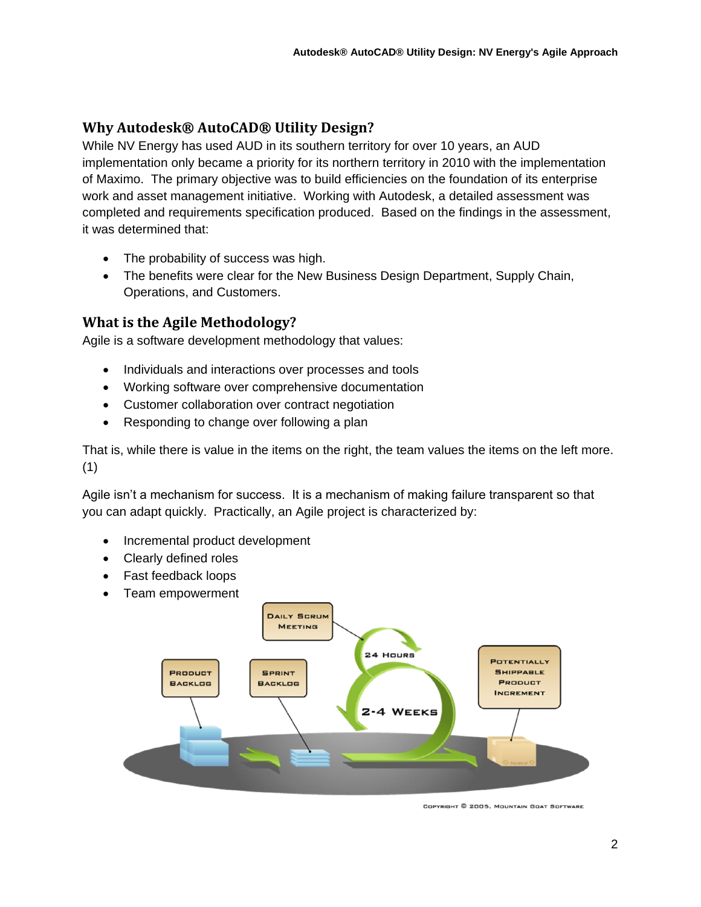## Why Autodesk® AutoCAD® Utility Design?

While NV Energy has used AUD in its southern territory for over 10 years, an AUD implementation only became a priority for its northern territory in 2010 with the implementation of Maximo. The primary objective was to build efficiencies on the foundation of its enterprise work and asset management initiative. Working with Autodesk, a detailed assessment was completed and requirements specification produced. Based on the findings in the assessment, it was determined that:

- The probability of success was high.
- The benefits were clear for the New Business Design Department, Supply Chain, Operations, and Customers.

## What is the Agile Methodology?

Agile is a software development methodology that values:

- Individuals and interactions over processes and tools
- Working software over comprehensive documentation
- Customer collaboration over contract negotiation
- Responding to change over following a plan

That is, while there is value in the items on the right, the team values the items on the left more. (1)

Agile isn't a mechanism for success. It is a mechanism of making failure transparent so that you can adapt quickly. Practically, an Agile project is characterized by:

- Incremental product development
- Clearly defined roles
- Fast feedback loops
- Team empowerment

Daily Scrum Meeting | 24 Hours | Product Backlog | Sprint Backlog | 2-4 Weeks | Potentially Shippable Product Increment

Copyright © 2005, Mountain Goat Software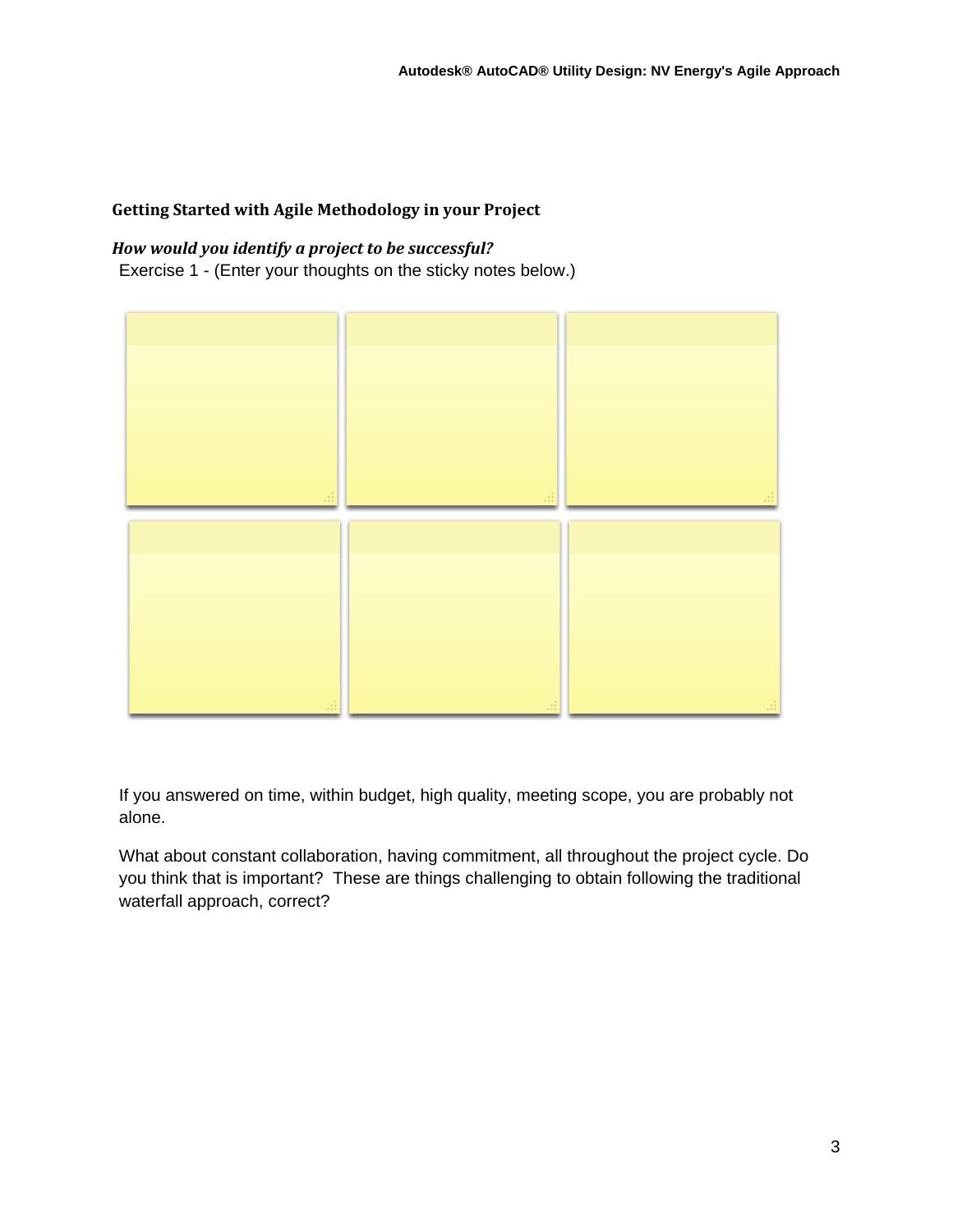## Getting Started with Agile Methodology in your Project

***How would you identify a project to be successful?***

Exercise 1 - (Enter your thoughts on the sticky notes below.)

If you answered on time, within budget, high quality, meeting scope, you are probably not alone.

What about constant collaboration, having commitment, all throughout the project cycle. Do you think that is important? These are things challenging to obtain following the traditional waterfall approach, correct?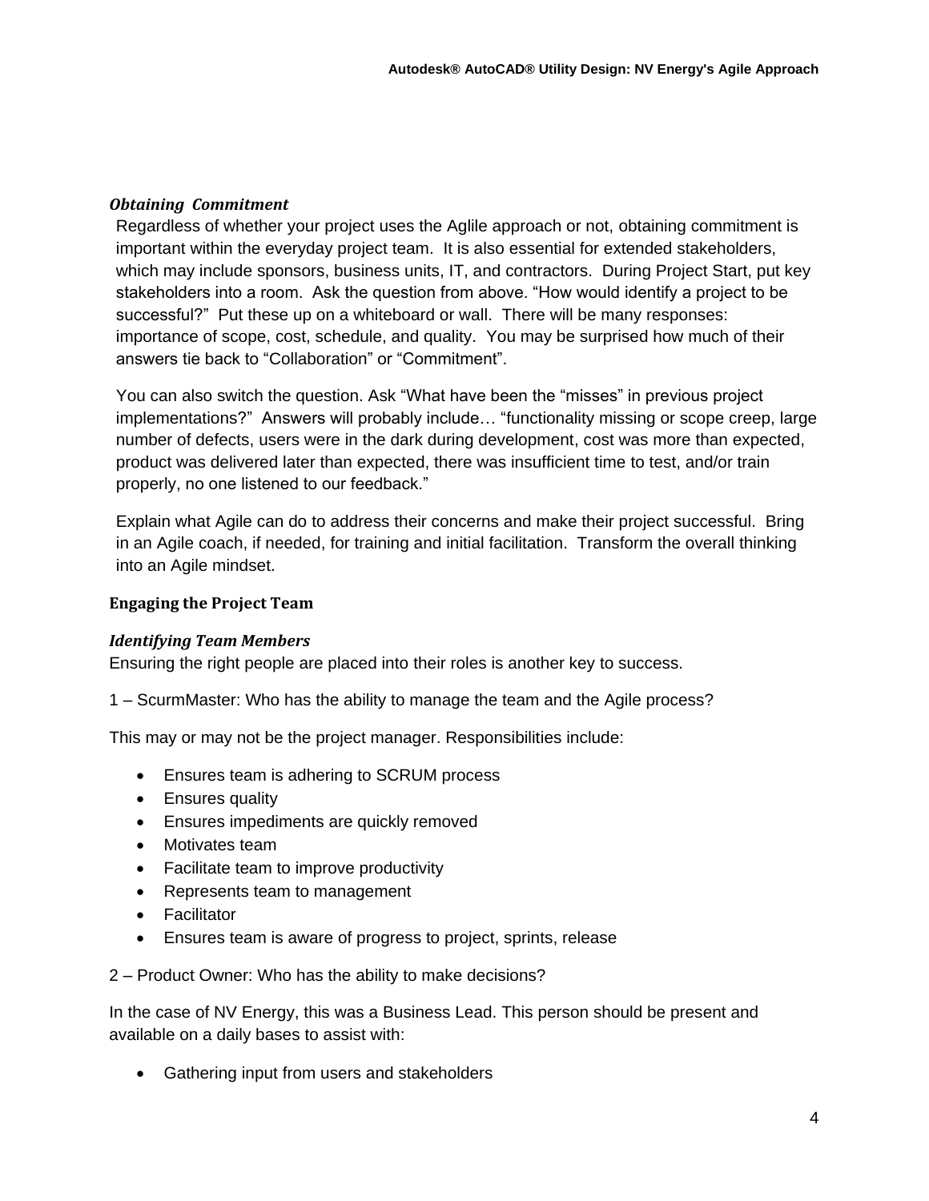***Obtaining Commitment***

Regardless of whether your project uses the Aglile approach or not, obtaining commitment is important within the everyday project team. It is also essential for extended stakeholders, which may include sponsors, business units, IT, and contractors. During Project Start, put key stakeholders into a room. Ask the question from above. "How would identify a project to be successful?" Put these up on a whiteboard or wall. There will be many responses: importance of scope, cost, schedule, and quality. You may be surprised how much of their answers tie back to "Collaboration" or "Commitment".

You can also switch the question. Ask "What have been the "misses" in previous project implementations?" Answers will probably include… "functionality missing or scope creep, large number of defects, users were in the dark during development, cost was more than expected, product was delivered later than expected, there was insufficient time to test, and/or train properly, no one listened to our feedback."

Explain what Agile can do to address their concerns and make their project successful. Bring in an Agile coach, if needed, for training and initial facilitation. Transform the overall thinking into an Agile mindset.

**Engaging the Project Team**

***Identifying Team Members***

Ensuring the right people are placed into their roles is another key to success.

1 – ScurmMaster: Who has the ability to manage the team and the Agile process?

This may or may not be the project manager. Responsibilities include:

- Ensures team is adhering to SCRUM process
- Ensures quality
- Ensures impediments are quickly removed
- Motivates team
- Facilitate team to improve productivity
- Represents team to management
- Facilitator
- Ensures team is aware of progress to project, sprints, release

2 – Product Owner: Who has the ability to make decisions?

In the case of NV Energy, this was a Business Lead. This person should be present and available on a daily bases to assist with:

- Gathering input from users and stakeholders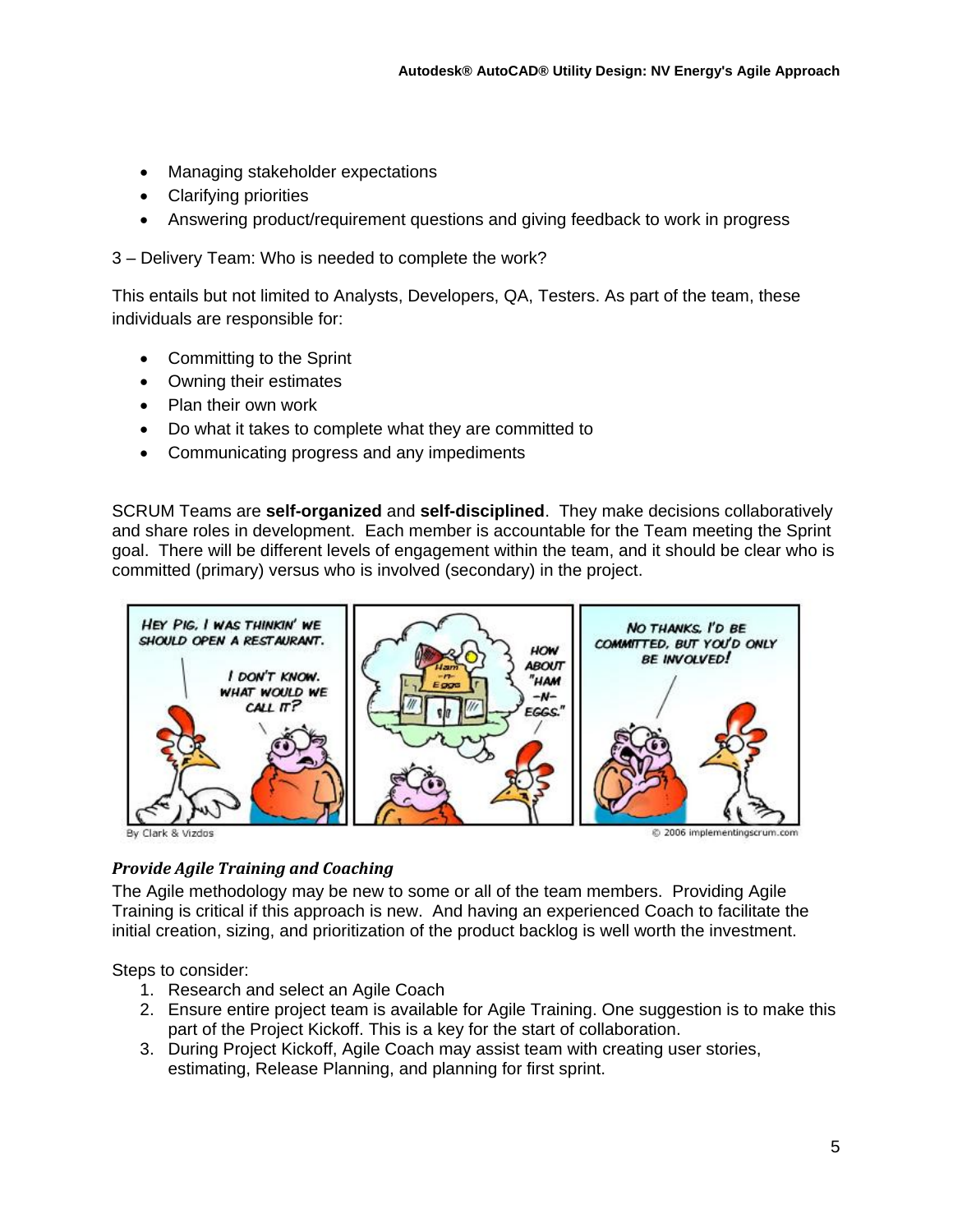- Managing stakeholder expectations
- Clarifying priorities
- Answering product/requirement questions and giving feedback to work in progress

3 – Delivery Team: Who is needed to complete the work?

This entails but not limited to Analysts, Developers, QA, Testers. As part of the team, these individuals are responsible for:

- Committing to the Sprint
- Owning their estimates
- Plan their own work
- Do what it takes to complete what they are committed to
- Communicating progress and any impediments

SCRUM Teams are **self-organized** and **self-disciplined**. They make decisions collaboratively and share roles in development. Each member is accountable for the Team meeting the Sprint goal. There will be different levels of engagement within the team, and it should be clear who is committed (primary) versus who is involved (secondary) in the project.

### *Provide Agile Training and Coaching*

The Agile methodology may be new to some or all of the team members. Providing Agile Training is critical if this approach is new. And having an experienced Coach to facilitate the initial creation, sizing, and prioritization of the product backlog is well worth the investment.

Steps to consider:

1. Research and select an Agile Coach
2. Ensure entire project team is available for Agile Training. One suggestion is to make this part of the Project Kickoff. This is a key for the start of collaboration.
3. During Project Kickoff, Agile Coach may assist team with creating user stories, estimating, Release Planning, and planning for first sprint.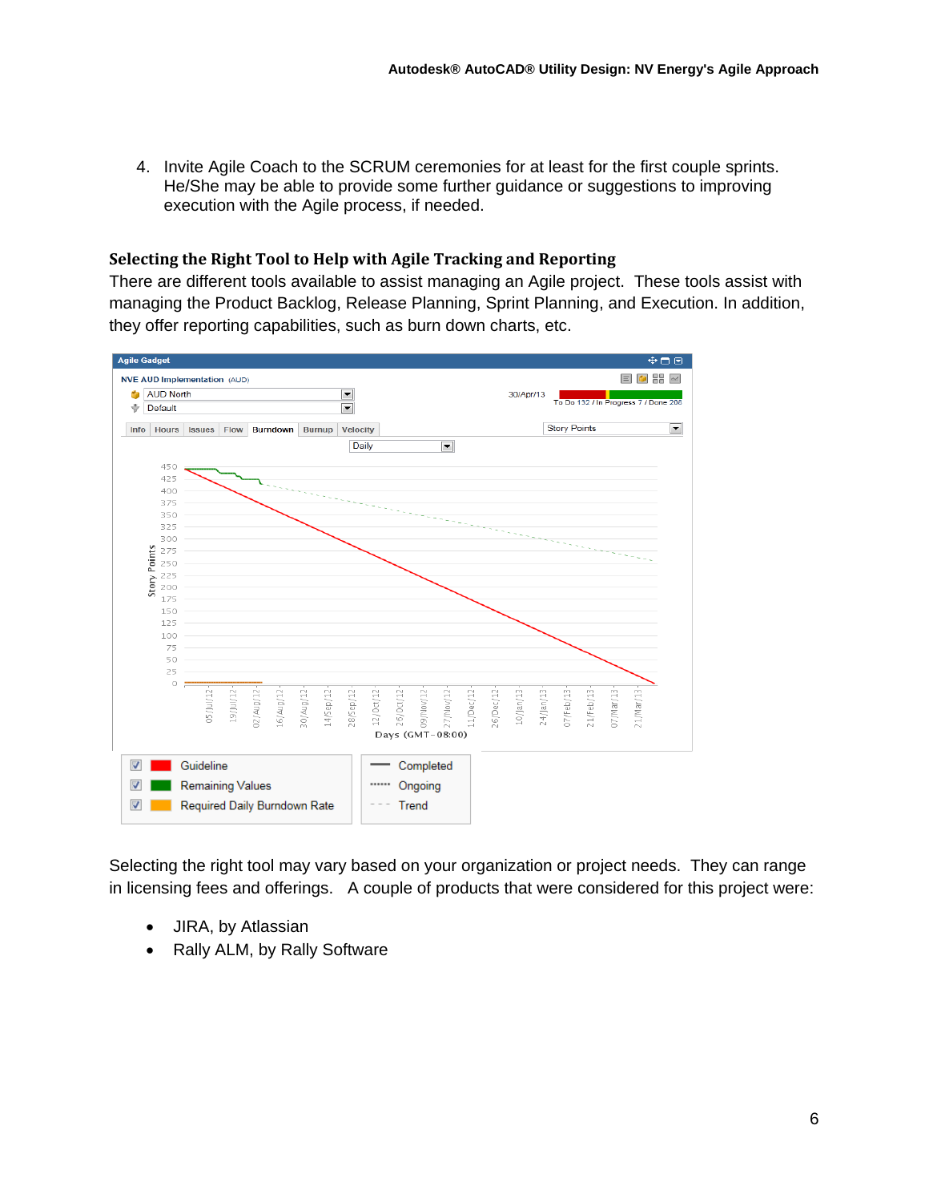4. Invite Agile Coach to the SCRUM ceremonies for at least for the first couple sprints. He/She may be able to provide some further guidance or suggestions to improving execution with the Agile process, if needed.

## Selecting the Right Tool to Help with Agile Tracking and Reporting

There are different tools available to assist managing an Agile project. These tools assist with managing the Product Backlog, Release Planning, Sprint Planning, and Execution. In addition, they offer reporting capabilities, such as burn down charts, etc.

Selecting the right tool may vary based on your organization or project needs. They can range in licensing fees and offerings. A couple of products that were considered for this project were:

- JIRA, by Atlassian
- Rally ALM, by Rally Software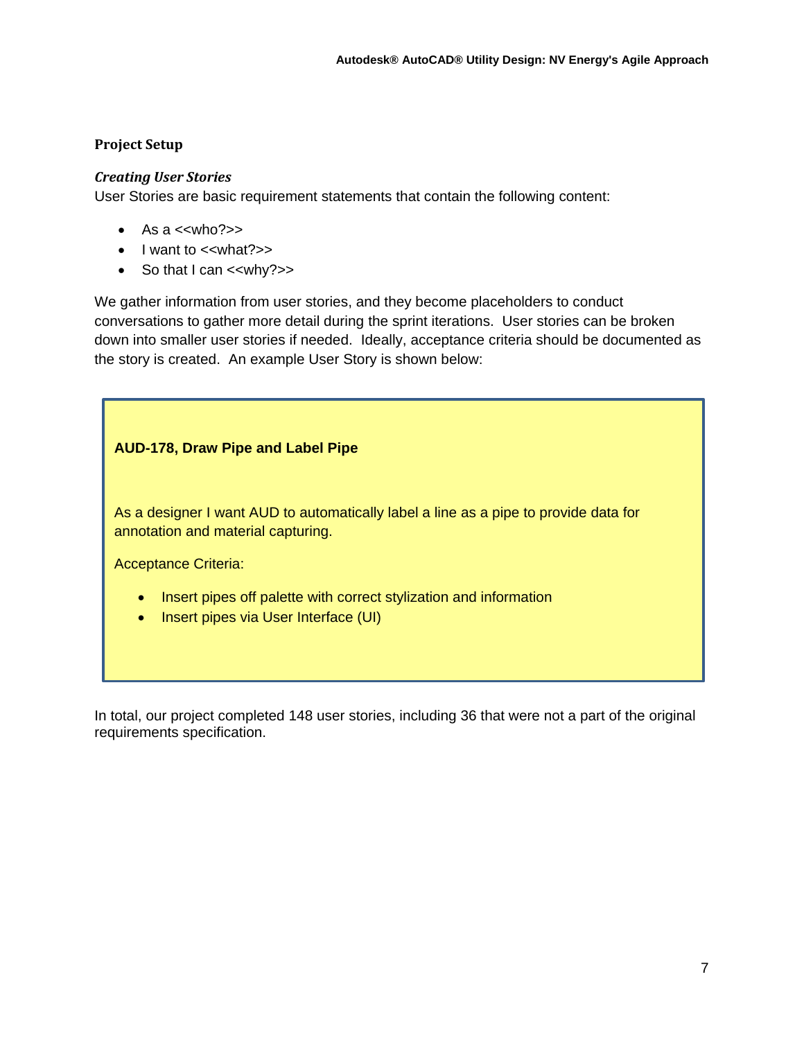## Project Setup

### *Creating User Stories*

User Stories are basic requirement statements that contain the following content:

- As a <<who?>>
- I want to <<what?>>
- So that I can <<why?>>

We gather information from user stories, and they become placeholders to conduct conversations to gather more detail during the sprint iterations. User stories can be broken down into smaller user stories if needed. Ideally, acceptance criteria should be documented as the story is created. An example User Story is shown below:

> **AUD-178, Draw Pipe and Label Pipe**
>
> As a designer I want AUD to automatically label a line as a pipe to provide data for annotation and material capturing.
>
> Acceptance Criteria:
>
> - Insert pipes off palette with correct stylization and information
> - Insert pipes via User Interface (UI)

In total, our project completed 148 user stories, including 36 that were not a part of the original requirements specification.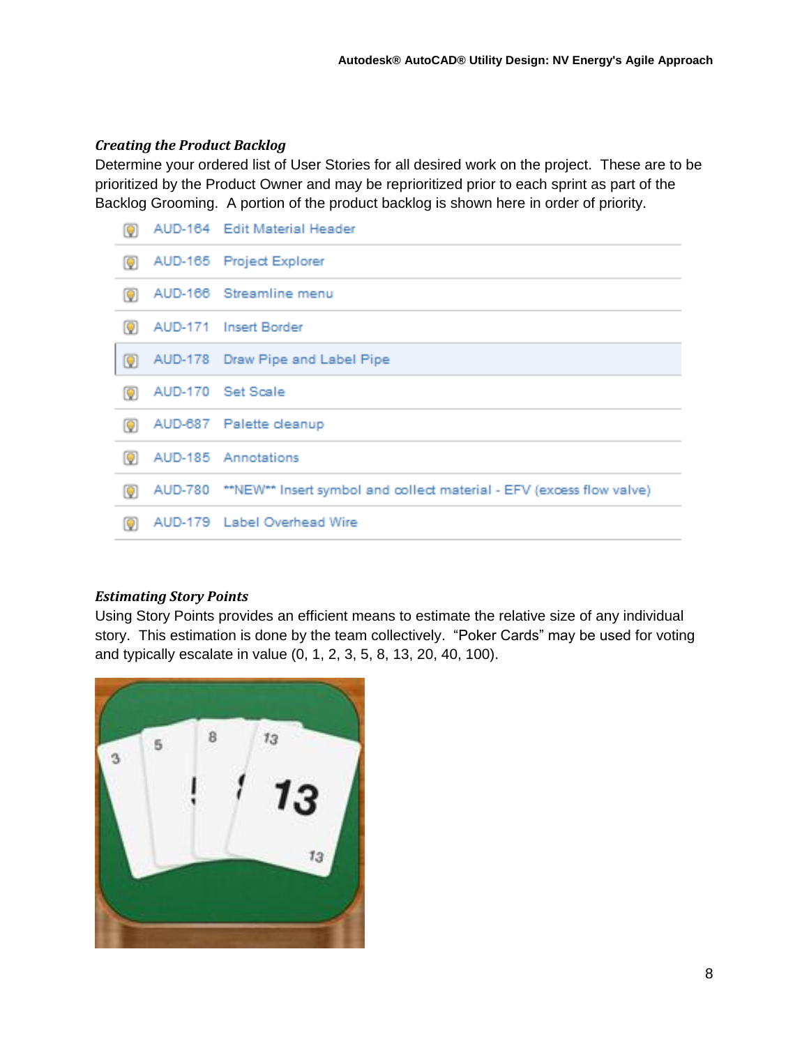### *Creating the Product Backlog*

Determine your ordered list of User Stories for all desired work on the project. These are to be prioritized by the Product Owner and may be reprioritized prior to each sprint as part of the Backlog Grooming. A portion of the product backlog is shown here in order of priority.

| | | |
|---|---|---|
| | AUD-164 | Edit Material Header |
| | AUD-165 | Project Explorer |
| | AUD-166 | Streamline menu |
| | AUD-171 | Insert Border |
| | AUD-178 | Draw Pipe and Label Pipe |
| | AUD-170 | Set Scale |
| | AUD-687 | Palette cleanup |
| | AUD-185 | Annotations |
| | AUD-780 | **NEW** Insert symbol and collect material - EFV (excess flow valve) |
| | AUD-179 | Label Overhead Wire |

### *Estimating Story Points*

Using Story Points provides an efficient means to estimate the relative size of any individual story. This estimation is done by the team collectively. "Poker Cards" may be used for voting and typically escalate in value (0, 1, 2, 3, 5, 8, 13, 20, 40, 100).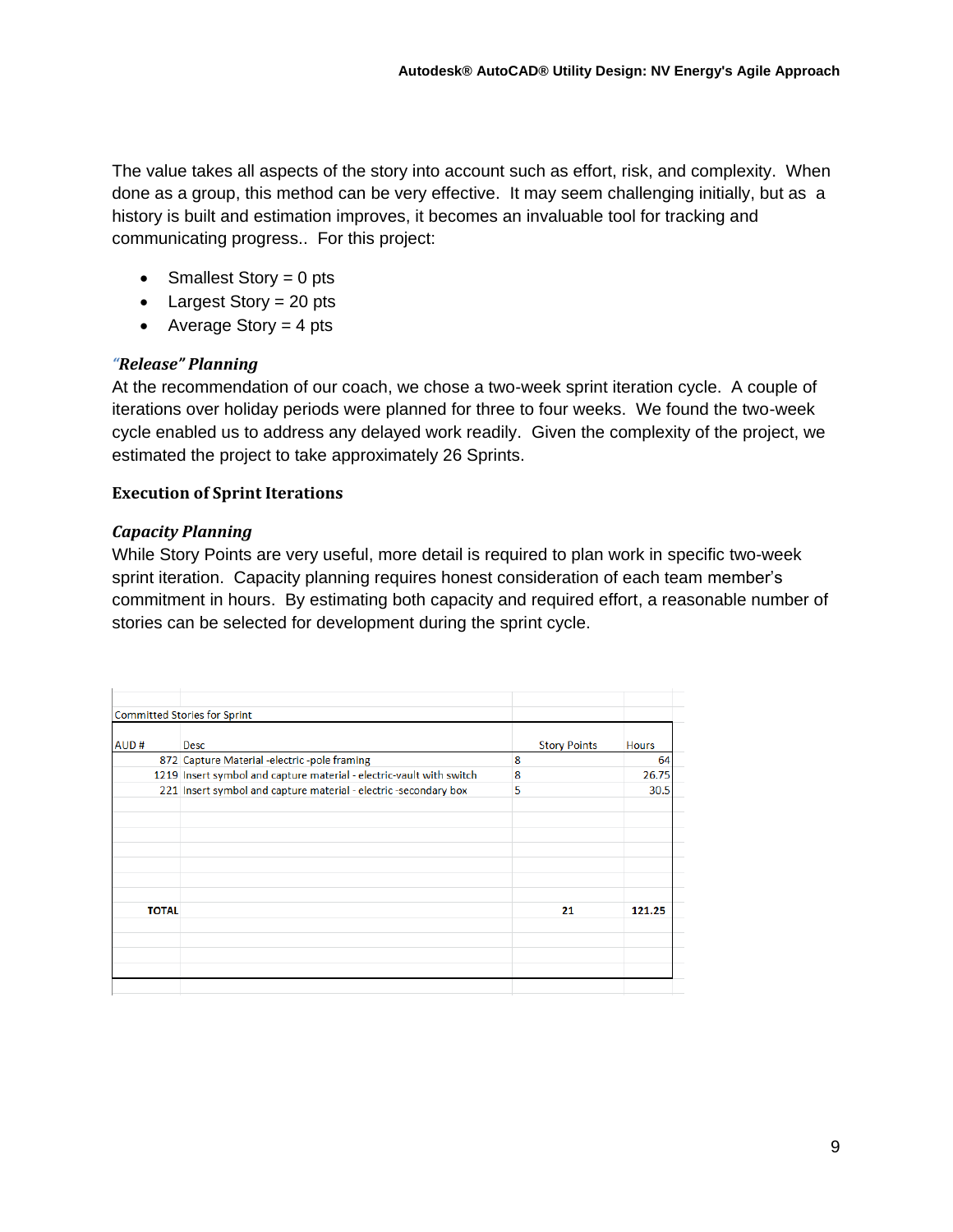The value takes all aspects of the story into account such as effort, risk, and complexity. When done as a group, this method can be very effective. It may seem challenging initially, but as a history is built and estimation improves, it becomes an invaluable tool for tracking and communicating progress.. For this project:

- Smallest Story = 0 pts
- Largest Story = 20 pts
- Average Story = 4 pts

### *"Release" Planning*

At the recommendation of our coach, we chose a two-week sprint iteration cycle. A couple of iterations over holiday periods were planned for three to four weeks. We found the two-week cycle enabled us to address any delayed work readily. Given the complexity of the project, we estimated the project to take approximately 26 Sprints.

## Execution of Sprint Iterations

### *Capacity Planning*

While Story Points are very useful, more detail is required to plan work in specific two-week sprint iteration. Capacity planning requires honest consideration of each team member's commitment in hours. By estimating both capacity and required effort, a reasonable number of stories can be selected for development during the sprint cycle.

| Committed Stories for Sprint | | | |
|---|---|---|---|
| AUD # | Desc | Story Points | Hours |
| 872 | Capture Material -electric -pole framing | 8 | 64 |
| 1219 | Insert symbol and capture material - electric-vault with switch | 8 | 26.75 |
| 221 | Insert symbol and capture material - electric -secondary box | 5 | 30.5 |
| **TOTAL** | | **21** | **121.25** |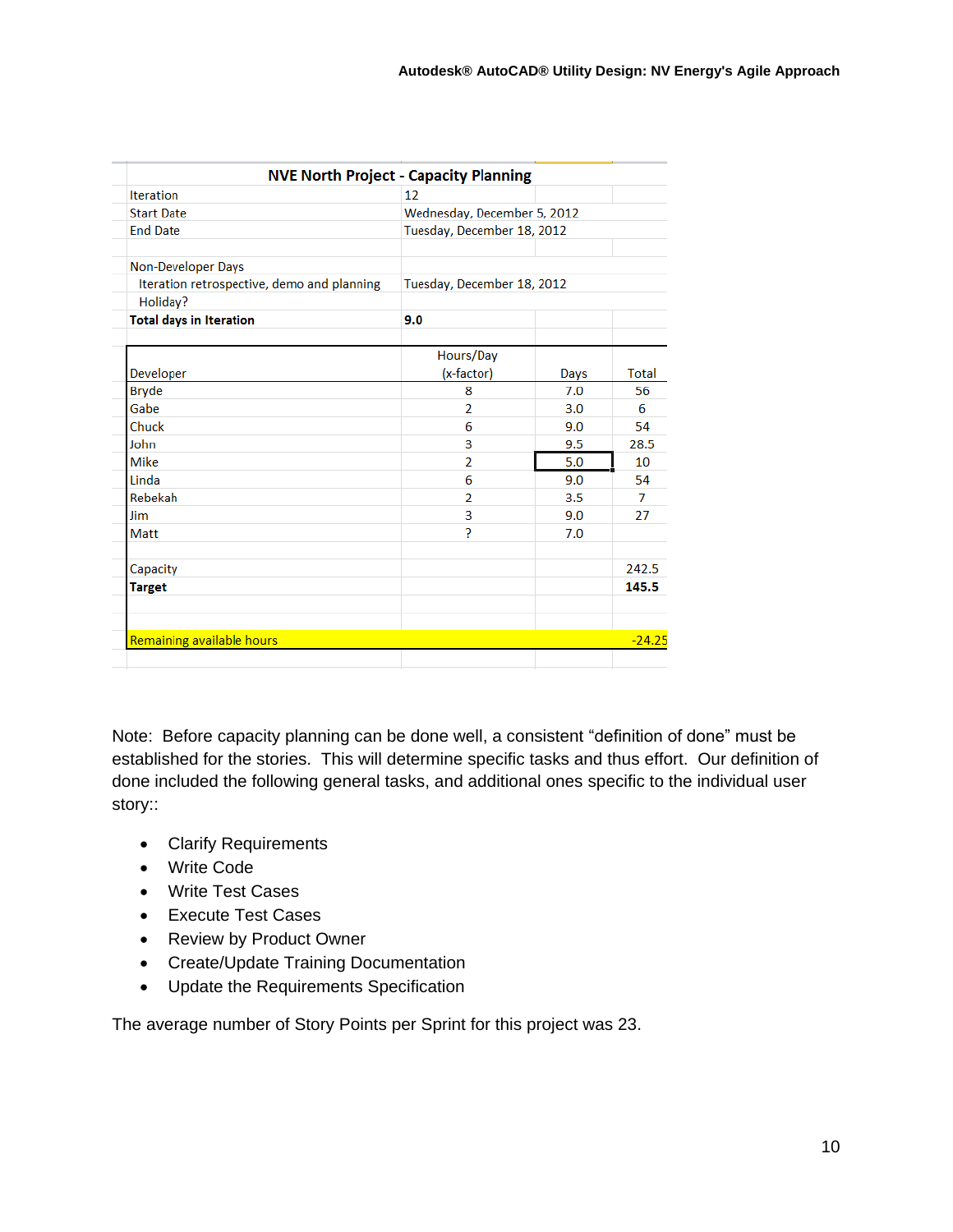| NVE North Project - Capacity Planning | | | |
|---|---|---|---|
| Iteration | 12 | | |
| Start Date | Wednesday, December 5, 2012 | | |
| End Date | Tuesday, December 18, 2012 | | |
| | | | |
| Non-Developer Days | | | |
| Iteration retrospective, demo and planning | Tuesday, December 18, 2012 | | |
| Holiday? | | | |
| **Total days in Iteration** | **9.0** | | |

| Developer | Hours/Day (x-factor) | Days | Total |
|---|---|---|---|
| Bryde | 8 | 7.0 | 56 |
| Gabe | 2 | 3.0 | 6 |
| Chuck | 6 | 9.0 | 54 |
| John | 3 | 9.5 | 28.5 |
| Mike | 2 | 5.0 | 10 |
| Linda | 6 | 9.0 | 54 |
| Rebekah | 2 | 3.5 | 7 |
| Jim | 3 | 9.0 | 27 |
| Matt | ? | 7.0 | |
| | | | |
| Capacity | | | 242.5 |
| **Target** | | | **145.5** |
| | | | |
| | | | |
| Remaining available hours | | | -24.25 |

Note: Before capacity planning can be done well, a consistent "definition of done" must be established for the stories. This will determine specific tasks and thus effort. Our definition of done included the following general tasks, and additional ones specific to the individual user story::

- Clarify Requirements
- Write Code
- Write Test Cases
- Execute Test Cases
- Review by Product Owner
- Create/Update Training Documentation
- Update the Requirements Specification

The average number of Story Points per Sprint for this project was 23.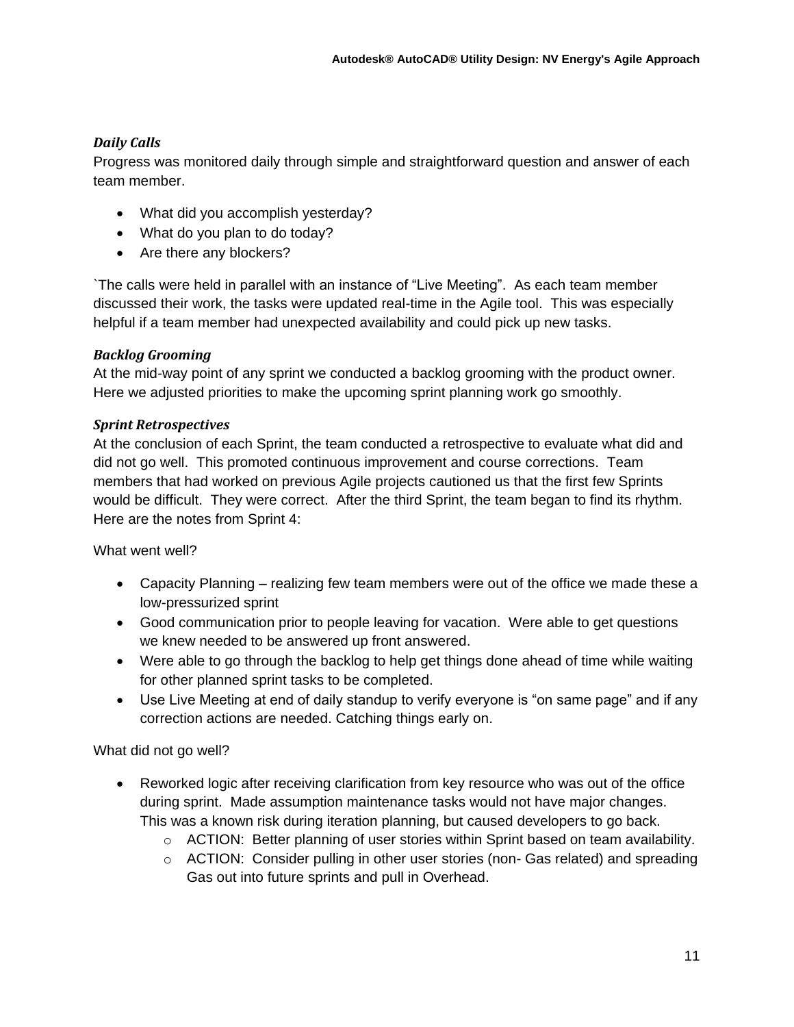***Daily Calls***

Progress was monitored daily through simple and straightforward question and answer of each team member.

- What did you accomplish yesterday?
- What do you plan to do today?
- Are there any blockers?

`The calls were held in parallel with an instance of "Live Meeting". As each team member discussed their work, the tasks were updated real-time in the Agile tool. This was especially helpful if a team member had unexpected availability and could pick up new tasks.

***Backlog Grooming***

At the mid-way point of any sprint we conducted a backlog grooming with the product owner. Here we adjusted priorities to make the upcoming sprint planning work go smoothly.

***Sprint Retrospectives***

At the conclusion of each Sprint, the team conducted a retrospective to evaluate what did and did not go well. This promoted continuous improvement and course corrections. Team members that had worked on previous Agile projects cautioned us that the first few Sprints would be difficult. They were correct. After the third Sprint, the team began to find its rhythm. Here are the notes from Sprint 4:

What went well?

- Capacity Planning – realizing few team members were out of the office we made these a low-pressurized sprint
- Good communication prior to people leaving for vacation. Were able to get questions we knew needed to be answered up front answered.
- Were able to go through the backlog to help get things done ahead of time while waiting for other planned sprint tasks to be completed.
- Use Live Meeting at end of daily standup to verify everyone is "on same page" and if any correction actions are needed. Catching things early on.

What did not go well?

- Reworked logic after receiving clarification from key resource who was out of the office during sprint. Made assumption maintenance tasks would not have major changes. This was a known risk during iteration planning, but caused developers to go back.
    - ACTION: Better planning of user stories within Sprint based on team availability.
    - ACTION: Consider pulling in other user stories (non- Gas related) and spreading Gas out into future sprints and pull in Overhead.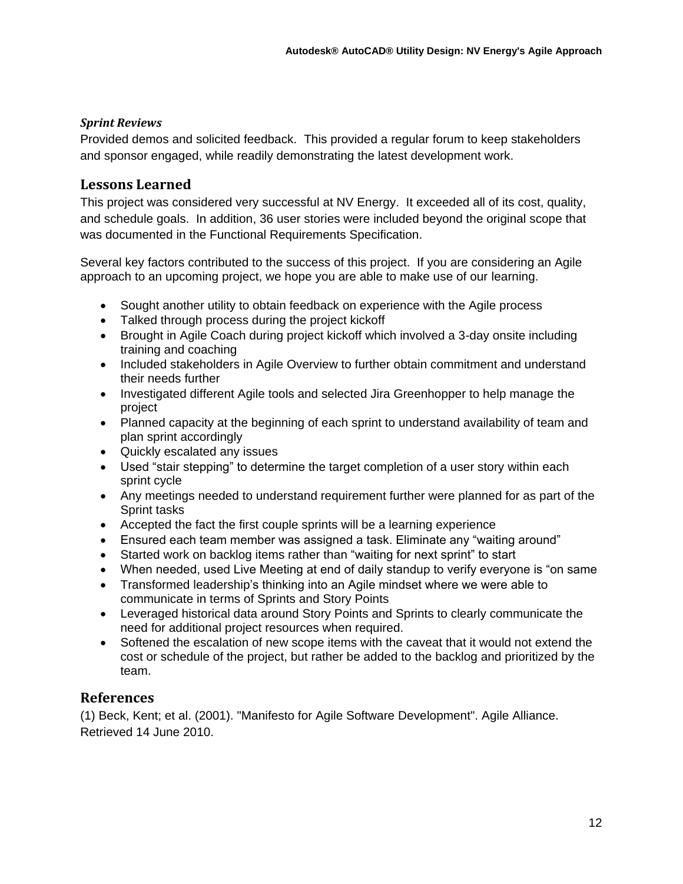***Sprint Reviews***

Provided demos and solicited feedback. This provided a regular forum to keep stakeholders and sponsor engaged, while readily demonstrating the latest development work.

## Lessons Learned

This project was considered very successful at NV Energy. It exceeded all of its cost, quality, and schedule goals. In addition, 36 user stories were included beyond the original scope that was documented in the Functional Requirements Specification.

Several key factors contributed to the success of this project. If you are considering an Agile approach to an upcoming project, we hope you are able to make use of our learning.

- Sought another utility to obtain feedback on experience with the Agile process
- Talked through process during the project kickoff
- Brought in Agile Coach during project kickoff which involved a 3-day onsite including training and coaching
- Included stakeholders in Agile Overview to further obtain commitment and understand their needs further
- Investigated different Agile tools and selected Jira Greenhopper to help manage the project
- Planned capacity at the beginning of each sprint to understand availability of team and plan sprint accordingly
- Quickly escalated any issues
- Used "stair stepping" to determine the target completion of a user story within each sprint cycle
- Any meetings needed to understand requirement further were planned for as part of the Sprint tasks
- Accepted the fact the first couple sprints will be a learning experience
- Ensured each team member was assigned a task. Eliminate any "waiting around"
- Started work on backlog items rather than "waiting for next sprint" to start
- When needed, used Live Meeting at end of daily standup to verify everyone is "on same
- Transformed leadership's thinking into an Agile mindset where we were able to communicate in terms of Sprints and Story Points
- Leveraged historical data around Story Points and Sprints to clearly communicate the need for additional project resources when required.
- Softened the escalation of new scope items with the caveat that it would not extend the cost or schedule of the project, but rather be added to the backlog and prioritized by the team.

## References

(1) Beck, Kent; et al. (2001). "Manifesto for Agile Software Development". Agile Alliance. Retrieved 14 June 2010.